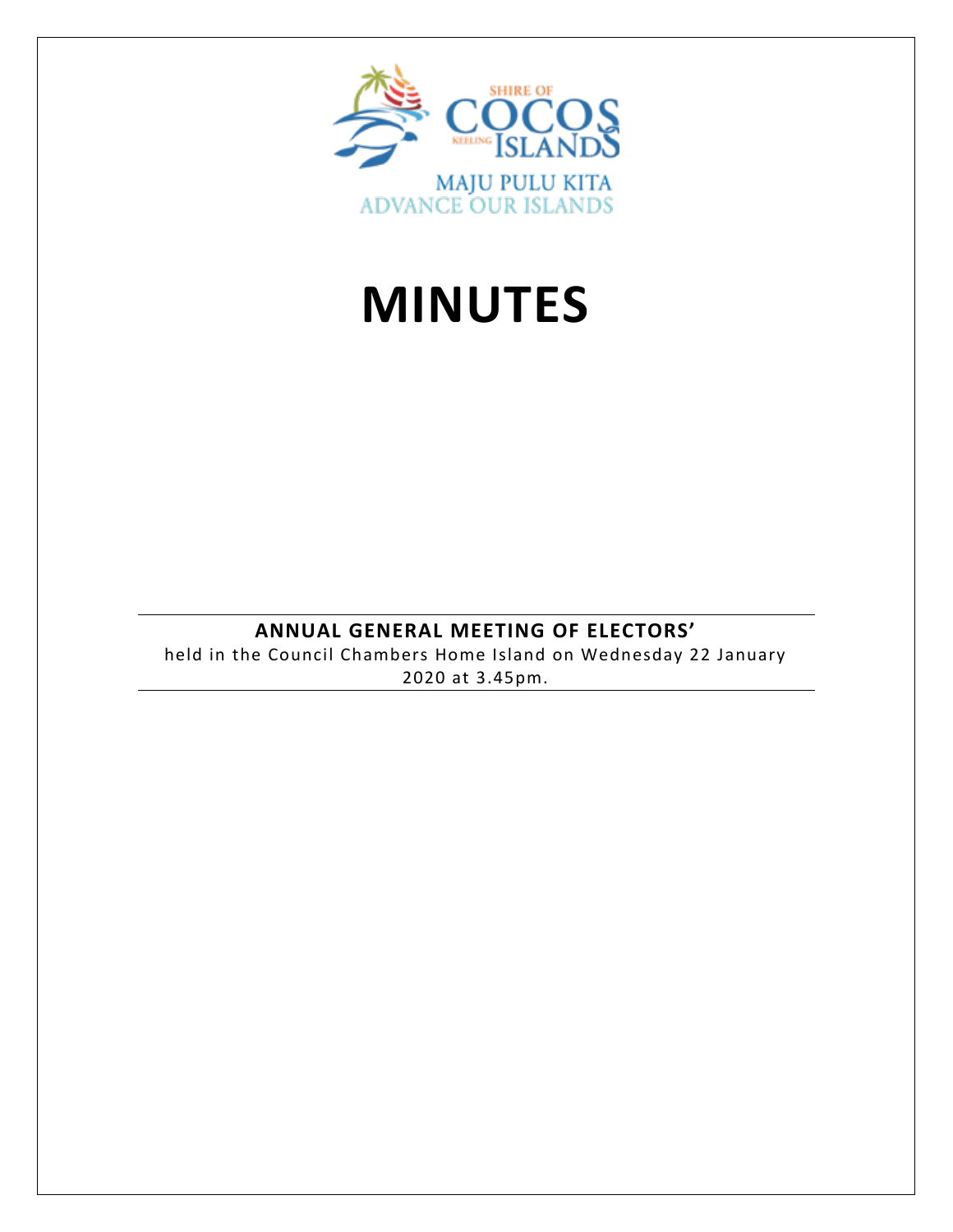SHIRE OF COCOS KEELING ISLANDS

MAJU PULU KITA
ADVANCE OUR ISLANDS

# MINUTES

**ANNUAL GENERAL MEETING OF ELECTORS'**

held in the Council Chambers Home Island on Wednesday 22 January 2020 at 3.45pm.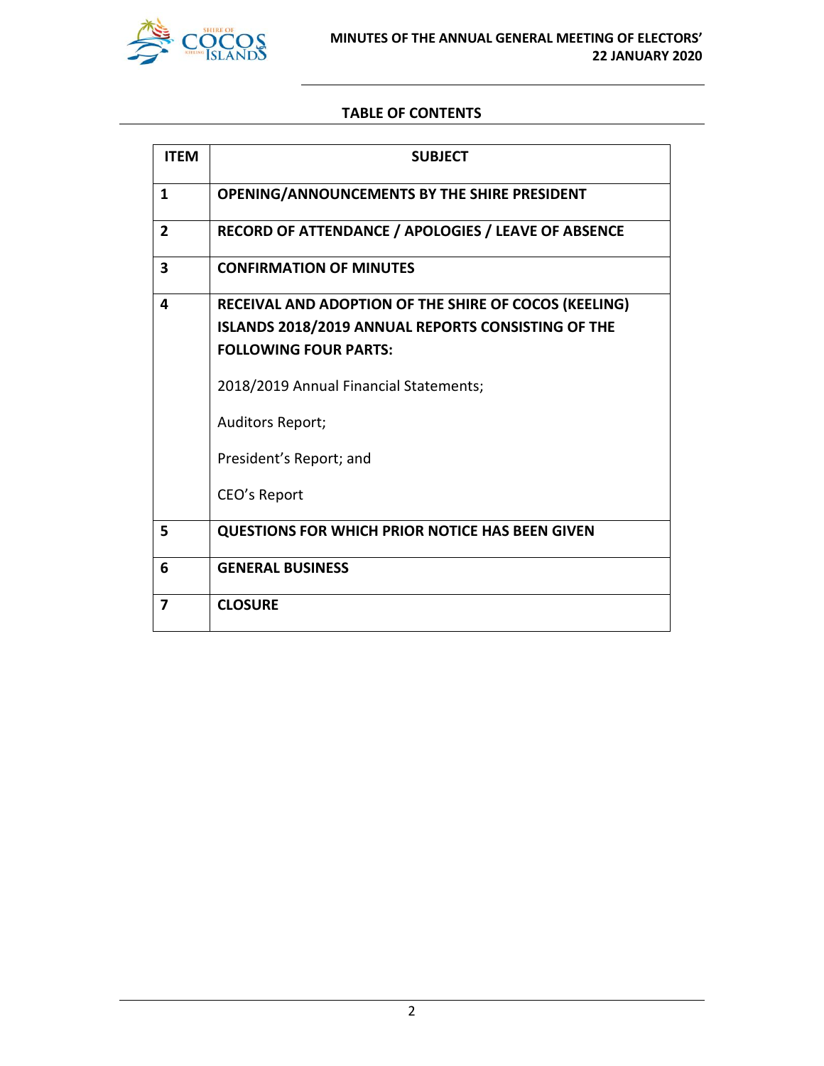## TABLE OF CONTENTS

| ITEM | SUBJECT |
|---|---|
| 1 | **OPENING/ANNOUNCEMENTS BY THE SHIRE PRESIDENT** |
| 2 | **RECORD OF ATTENDANCE / APOLOGIES / LEAVE OF ABSENCE** |
| 3 | **CONFIRMATION OF MINUTES** |
| 4 | **RECEIVAL AND ADOPTION OF THE SHIRE OF COCOS (KEELING) ISLANDS 2018/2019 ANNUAL REPORTS CONSISTING OF THE FOLLOWING FOUR PARTS:** <br><br> 2018/2019 Annual Financial Statements; <br><br> Auditors Report; <br><br> President's Report; and <br><br> CEO's Report |
| 5 | **QUESTIONS FOR WHICH PRIOR NOTICE HAS BEEN GIVEN** |
| 6 | **GENERAL BUSINESS** |
| 7 | **CLOSURE** |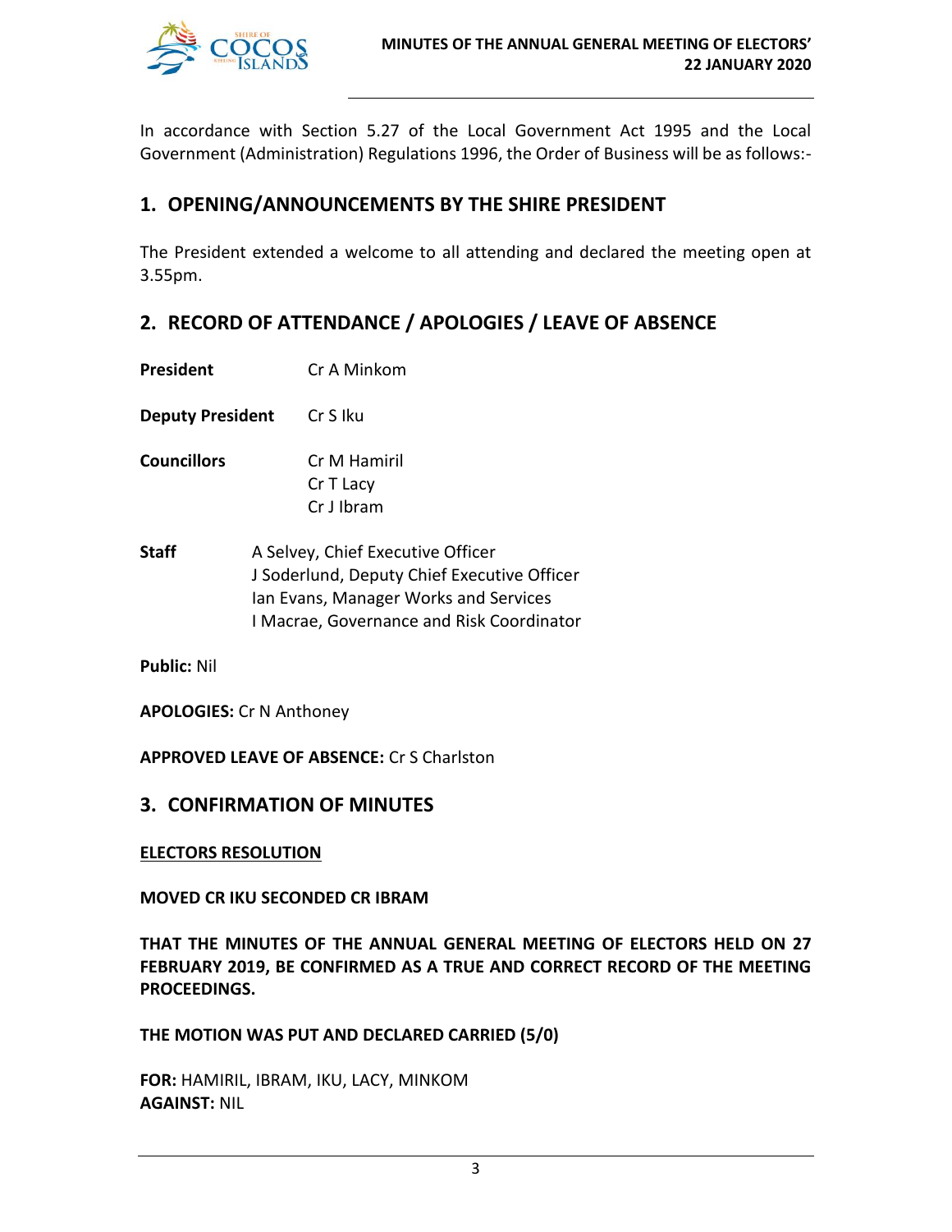In accordance with Section 5.27 of the Local Government Act 1995 and the Local Government (Administration) Regulations 1996, the Order of Business will be as follows:-

## 1. OPENING/ANNOUNCEMENTS BY THE SHIRE PRESIDENT

The President extended a welcome to all attending and declared the meeting open at 3.55pm.

## 2. RECORD OF ATTENDANCE / APOLOGIES / LEAVE OF ABSENCE

**President** Cr A Minkom

**Deputy President** Cr S Iku

**Councillors** Cr M Hamiril
Cr T Lacy
Cr J Ibram

**Staff** A Selvey, Chief Executive Officer
J Soderlund, Deputy Chief Executive Officer
Ian Evans, Manager Works and Services
I Macrae, Governance and Risk Coordinator

**Public:** Nil

**APOLOGIES:** Cr N Anthoney

**APPROVED LEAVE OF ABSENCE:** Cr S Charlston

## 3. CONFIRMATION OF MINUTES

**ELECTORS RESOLUTION**

**MOVED CR IKU SECONDED CR IBRAM**

**THAT THE MINUTES OF THE ANNUAL GENERAL MEETING OF ELECTORS HELD ON 27 FEBRUARY 2019, BE CONFIRMED AS A TRUE AND CORRECT RECORD OF THE MEETING PROCEEDINGS.**

**THE MOTION WAS PUT AND DECLARED CARRIED (5/0)**

**FOR:** HAMIRIL, IBRAM, IKU, LACY, MINKOM
**AGAINST:** NIL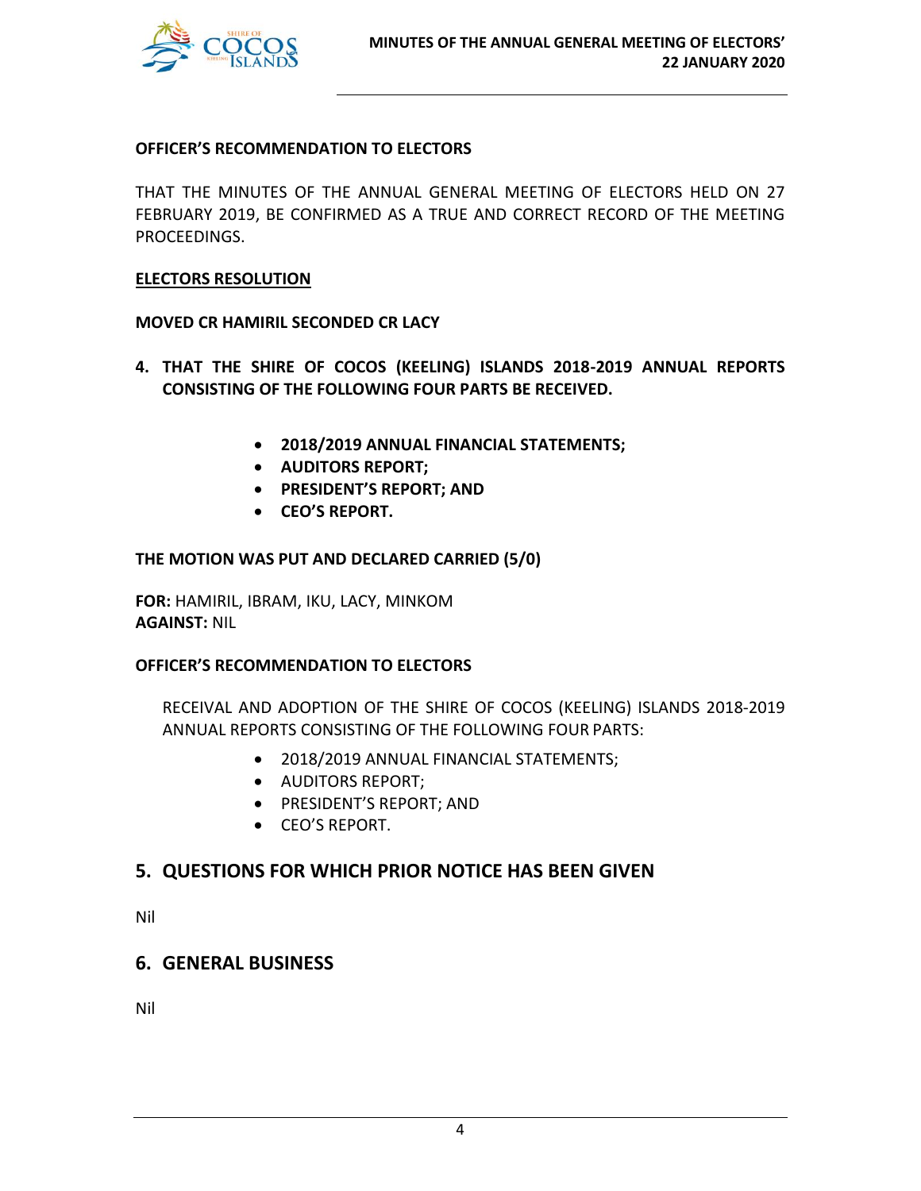**OFFICER'S RECOMMENDATION TO ELECTORS**

THAT THE MINUTES OF THE ANNUAL GENERAL MEETING OF ELECTORS HELD ON 27 FEBRUARY 2019, BE CONFIRMED AS A TRUE AND CORRECT RECORD OF THE MEETING PROCEEDINGS.

**ELECTORS RESOLUTION**

**MOVED CR HAMIRIL SECONDED CR LACY**

**4. THAT THE SHIRE OF COCOS (KEELING) ISLANDS 2018-2019 ANNUAL REPORTS CONSISTING OF THE FOLLOWING FOUR PARTS BE RECEIVED.**

- **2018/2019 ANNUAL FINANCIAL STATEMENTS;**
- **AUDITORS REPORT;**
- **PRESIDENT'S REPORT; AND**
- **CEO'S REPORT.**

**THE MOTION WAS PUT AND DECLARED CARRIED (5/0)**

**FOR:** HAMIRIL, IBRAM, IKU, LACY, MINKOM
**AGAINST:** NIL

**OFFICER'S RECOMMENDATION TO ELECTORS**

RECEIVAL AND ADOPTION OF THE SHIRE OF COCOS (KEELING) ISLANDS 2018-2019 ANNUAL REPORTS CONSISTING OF THE FOLLOWING FOUR PARTS:

- 2018/2019 ANNUAL FINANCIAL STATEMENTS;
- AUDITORS REPORT;
- PRESIDENT'S REPORT; AND
- CEO'S REPORT.

## 5. QUESTIONS FOR WHICH PRIOR NOTICE HAS BEEN GIVEN

Nil

## 6. GENERAL BUSINESS

Nil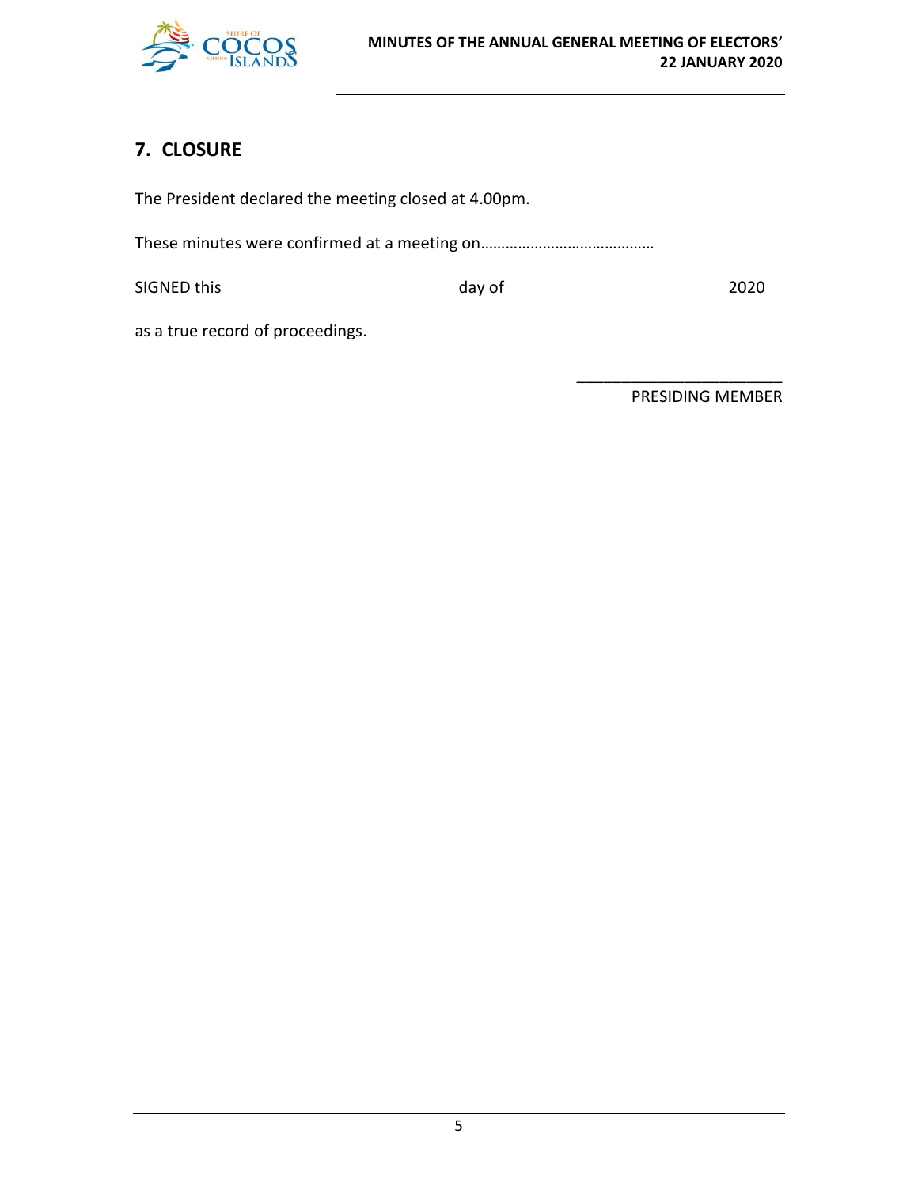## 7. CLOSURE

The President declared the meeting closed at 4.00pm.

These minutes were confirmed at a meeting on……………………………………

SIGNED this day of 2020

as a true record of proceedings.

_______________________
PRESIDING MEMBER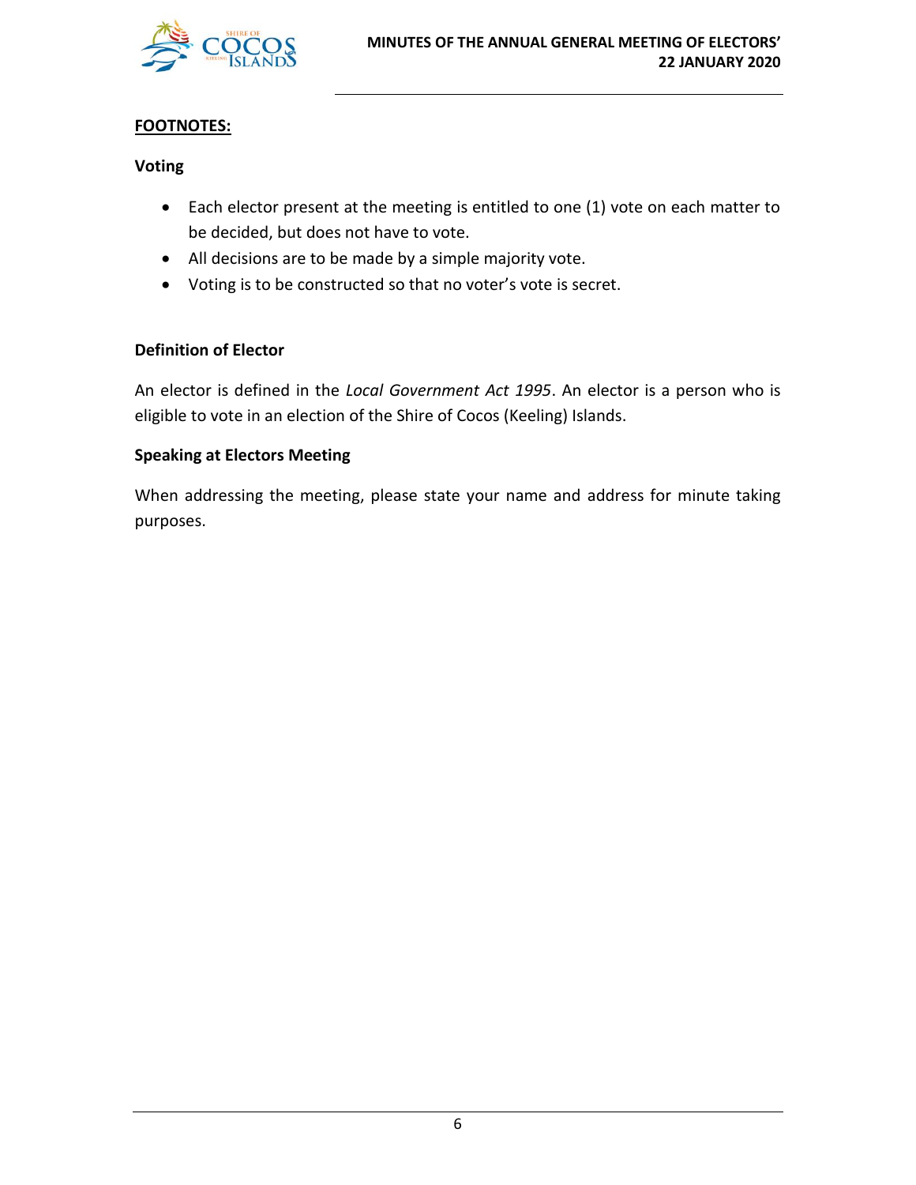## FOOTNOTES:

### Voting

- Each elector present at the meeting is entitled to one (1) vote on each matter to be decided, but does not have to vote.
- All decisions are to be made by a simple majority vote.
- Voting is to be constructed so that no voter's vote is secret.

### Definition of Elector

An elector is defined in the *Local Government Act 1995*. An elector is a person who is eligible to vote in an election of the Shire of Cocos (Keeling) Islands.

### Speaking at Electors Meeting

When addressing the meeting, please state your name and address for minute taking purposes.